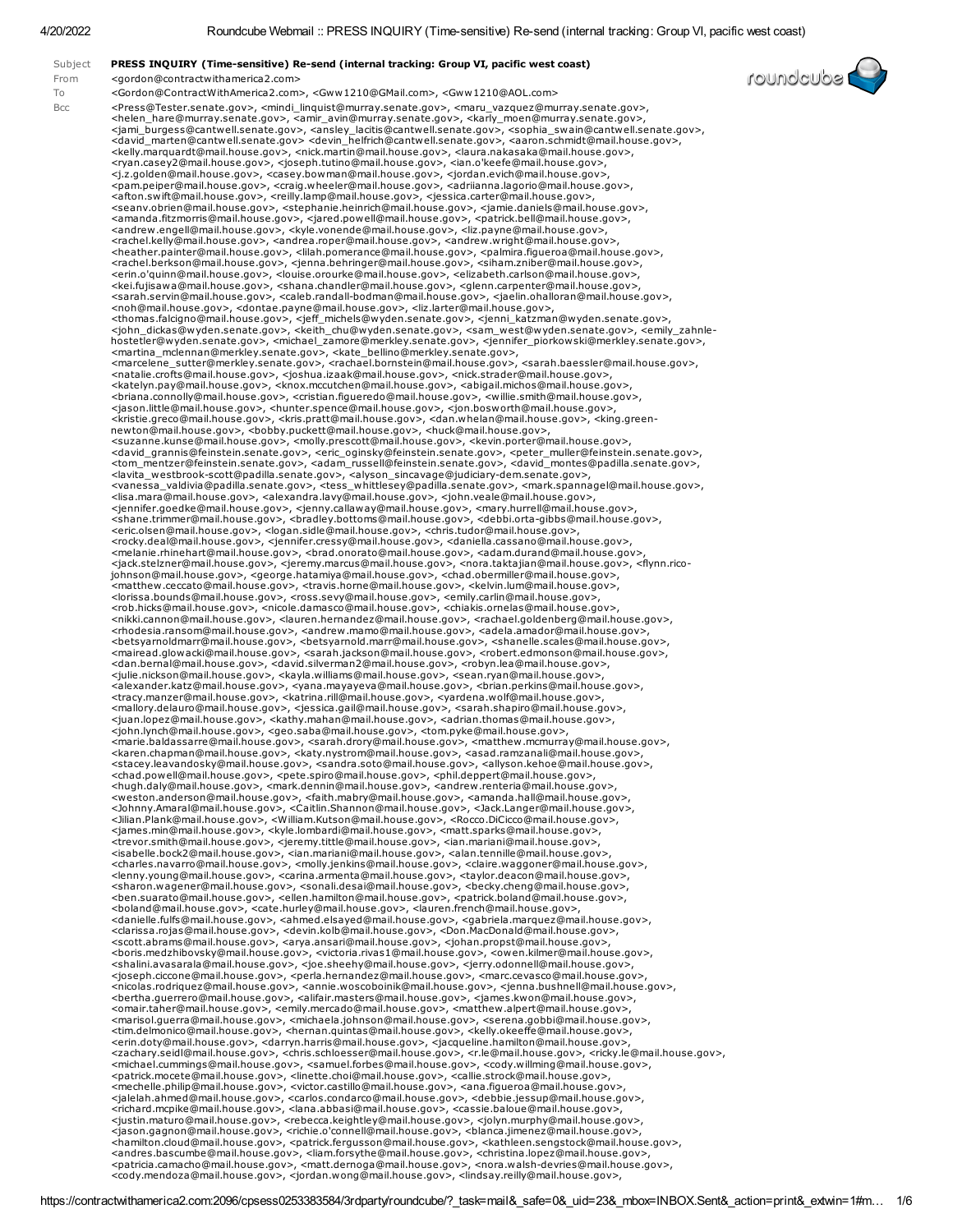| | |
|---|---|
| Subject | **PRESS INQUIRY (Time-sensitive) Re-send (internal tracking: Group VI, pacific west coast)** |
| From | <gordon@contractwithamerica2.com> |
| To | <Gordon@ContractWithAmerica2.com>, <Gww1210@GMail.com>, <Gww1210@AOL.com> |
| Bcc | <Press@Tester.senate.gov>, <mindi_linquist@murray.senate.gov>, <maru_vazquez@murray.senate.gov>, <helen_hare@murray.senate.gov>, <amir_avin@murray.senate.gov>, <karly_moen@murray.senate.gov>, <jami_burgess@cantwell.senate.gov>, <ansley_lacitis@cantwell.senate.gov>, <sophia_swain@cantwell.senate.gov>, <david_marten@cantwell.senate.gov> <devin_helfrich@cantwell.senate.gov>, <aaron.schmidt@mail.house.gov>, <kelly.marquardt@mail.house.gov>, <nick.martin@mail.house.gov>, <laura.nakasaka@mail.house.gov>, <ryan.casey2@mail.house.gov>, <joseph.tutino@mail.house.gov>, <ian.o'keefe@mail.house.gov>, <j.z.golden@mail.house.gov>, <casey.bowman@mail.house.gov>, <jordan.evich@mail.house.gov>, <pam.peiper@mail.house.gov>, <craig.wheeler@mail.house.gov>, <adriianna.lagorio@mail.house.gov>, <afton.swift@mail.house.gov>, <reilly.lamp@mail.house.gov>, <jessica.carter@mail.house.gov>, <seanv.obrien@mail.house.gov>, <stephanie.heinrich@mail.house.gov>, <jamie.daniels@mail.house.gov>, <amanda.fitzmorris@mail.house.gov>, <jared.powell@mail.house.gov>, <patrick.bell@mail.house.gov>, <andrew.engell@mail.house.gov>, <kyle.vonende@mail.house.gov>, <liz.payne@mail.house.gov>, <rachel.kelly@mail.house.gov>, <andrea.roper@mail.house.gov>, <andrew.wright@mail.house.gov>, <heather.painter@mail.house.gov>, <lilah.pomerance@mail.house.gov>, <palmira.figueroa@mail.house.gov>, <rachel.berkson@mail.house.gov>, <jenna.behringer@mail.house.gov>, <siham.zniber@mail.house.gov>, <erin.o'quinn@mail.house.gov>, <louise.orourke@mail.house.gov>, <elizabeth.carlson@mail.house.gov>, <kei.fujisawa@mail.house.gov>, <shana.chandler@mail.house.gov>, <glenn.carpenter@mail.house.gov>, <sarah.servin@mail.house.gov>, <caleb.randall-bodman@mail.house.gov>, <jaelin.ohalloran@mail.house.gov>, <noh@mail.house.gov>, <dontae.payne@mail.house.gov>, <liz.larter@mail.house.gov>, <thomas.falcigno@mail.house.gov>, <jeff_michels@wyden.senate.gov>, <jenni_katzman@wyden.senate.gov>, <john_dickas@wyden.senate.gov>, <keith_chu@wyden.senate.gov>, <sam_west@wyden.senate.gov>, <emily_zahnle-hostetler@wyden.senate.gov>, <michael_zamore@merkley.senate.gov>, <jennifer_piorkowski@merkley.senate.gov>, <martina_mclennan@merkley.senate.gov>, <kate_bellino@merkley.senate.gov>, <marcelene_sutter@merkley.senate.gov>, <rachael.bornstein@mail.house.gov>, <sarah.baessler@mail.house.gov>, <natalie.crofts@mail.house.gov>, <joshua.izaak@mail.house.gov>, <nick.strader@mail.house.gov>, <katelyn.pay@mail.house.gov>, <knox.mccutchen@mail.house.gov>, <abigail.michos@mail.house.gov>, <briana.connolly@mail.house.gov>, <cristian.figueredo@mail.house.gov>, <willie.smith@mail.house.gov>, <jason.little@mail.house.gov>, <hunter.spence@mail.house.gov>, <jon.bosworth@mail.house.gov>, <kristie.greco@mail.house.gov>, <kris.pratt@mail.house.gov>, <dan.whelan@mail.house.gov>, <king.green-newton@mail.house.gov>, <bobby.puckett@mail.house.gov>, <huck@mail.house.gov>, <suzanne.kunse@mail.house.gov>, <molly.prescott@mail.house.gov>, <kevin.porter@mail.house.gov>, <david_grannis@feinstein.senate.gov>, <eric_oginsky@feinstein.senate.gov>, <peter_muller@feinstein.senate.gov>, <tom_mentzer@feinstein.senate.gov>, <adam_russell@feinstein.senate.gov>, <david_montes@padilla.senate.gov>, <lavita_westbrook-scott@padilla.senate.gov>, <alyson_sincavage@judiciary-dem.senate.gov>, <vanessa_valdivia@padilla.senate.gov>, <tess_whittlesey@padilla.senate.gov>, <mark.spannagel@mail.house.gov>, <lisa.mara@mail.house.gov>, <alexandra.lavy@mail.house.gov>, <john.veale@mail.house.gov>, <jennifer.goedke@mail.house.gov>, <jenny.callaway@mail.house.gov>, <mary.hurrell@mail.house.gov>, <shane.trimmer@mail.house.gov>, <bradley.bottoms@mail.house.gov>, <debbi.orta-gibbs@mail.house.gov>, <eric.olsen@mail.house.gov>, <logan.sidle@mail.house.gov>, <chris.tudor@mail.house.gov>, <rocky.deal@mail.house.gov>, <jennifer.cressy@mail.house.gov>, <daniella.cassano@mail.house.gov>, <melanie.rhinehart@mail.house.gov>, <brad.onorato@mail.house.gov>, <adam.durand@mail.house.gov>, <jack.stelzner@mail.house.gov>, <jeremy.marcus@mail.house.gov>, <nora.taktajian@mail.house.gov>, <flynn.rico-johnson@mail.house.gov>, <george.hatamiya@mail.house.gov>, <chad.obermiller@mail.house.gov>, <matthew.ceccato@mail.house.gov>, <travis.horne@mail.house.gov>, <kelvin.lum@mail.house.gov>, <lorissa.bounds@mail.house.gov>, <ross.sevy@mail.house.gov>, <emily.carlin@mail.house.gov>, <rob.hicks@mail.house.gov>, <nicole.damasco@mail.house.gov>, <chiakis.ornelas@mail.house.gov>, <nikki.cannon@mail.house.gov>, <lauren.hernandez@mail.house.gov>, <rachael.goldenberg@mail.house.gov>, <rhodesia.ransom@mail.house.gov>, <andrew.mamo@mail.house.gov>, <adela.amador@mail.house.gov>, <betsyarnoldmarr@mail.house.gov>, <betsyarnold.marr@mail.house.gov>, <shanelle.scales@mail.house.gov>, <mairead.glowacki@mail.house.gov>, <sarah.jackson@mail.house.gov>, <robert.edmonson@mail.house.gov>, <dan.bernal@mail.house.gov>, <david.silverman2@mail.house.gov>, <robyn.lea@mail.house.gov>, <julie.nickson@mail.house.gov>, <kayla.williams@mail.house.gov>, <sean.ryan@mail.house.gov>, <alexander.katz@mail.house.gov>, <yana.mayayeva@mail.house.gov>, <brian.perkins@mail.house.gov>, <tracy.manzer@mail.house.gov>, <katrina.rill@mail.house.gov>, <yardena.wolf@mail.house.gov>, <mallory.delauro@mail.house.gov>, <jessica.gail@mail.house.gov>, <sarah.shapiro@mail.house.gov>, <juan.lopez@mail.house.gov>, <kathy.mahan@mail.house.gov>, <adrian.thomas@mail.house.gov>, <john.lynch@mail.house.gov>, <geo.saba@mail.house.gov>, <tom.pyke@mail.house.gov>, <marie.baldassarre@mail.house.gov>, <sarah.drory@mail.house.gov>, <matthew.mcmurray@mail.house.gov>, <karen.chapman@mail.house.gov>, <katy.nystrom@mail.house.gov>, <asad.ramzanali@mail.house.gov>, <stacey.leavandosky@mail.house.gov>, <sandra.soto@mail.house.gov>, <allyson.kehoe@mail.house.gov>, <chad.powell@mail.house.gov>, <pete.spiro@mail.house.gov>, <phil.deppert@mail.house.gov>, <hugh.daly@mail.house.gov>, <mark.dennin@mail.house.gov>, <andrew.renteria@mail.house.gov>, <weston.anderson@mail.house.gov>, <faith.mabry@mail.house.gov>, <amanda.hall@mail.house.gov>, <Johnny.Amaral@mail.house.gov>, <Caitlin.Shannon@mail.house.gov>, <Jack.Langer@mail.house.gov>, <Jilian.Plank@mail.house.gov>, <William.Kutson@mail.house.gov>, <Rocco.DiCicco@mail.house.gov>, <james.min@mail.house.gov>, <kyle.lombardi@mail.house.gov>, <matt.sparks@mail.house.gov>, <trevor.smith@mail.house.gov>, <jeremy.tittle@mail.house.gov>, <ian.mariani@mail.house.gov>, <isabelle.bock2@mail.house.gov>, <ian.mariani@mail.house.gov>, <alan.tennille@mail.house.gov>, <charles.navarro@mail.house.gov>, <molly.jenkins@mail.house.gov>, <claire.waggoner@mail.house.gov>, <lenny.young@mail.house.gov>, <carina.armenta@mail.house.gov>, <taylor.deacon@mail.house.gov>, <sharon.wagener@mail.house.gov>, <sonali.desai@mail.house.gov>, <becky.cheng@mail.house.gov>, <ben.suarato@mail.house.gov>, <ellen.hamilton@mail.house.gov>, <patrick.boland@mail.house.gov>, <boland@mail.house.gov>, <cate.hurley@mail.house.gov>, <lauren.french@mail.house.gov>, <danielle.fulfs@mail.house.gov>, <ahmed.elsayed@mail.house.gov>, <gabriela.marquez@mail.house.gov>, <clarissa.rojas@mail.house.gov>, <devin.kolb@mail.house.gov>, <Don.MacDonald@mail.house.gov>, <scott.abrams@mail.house.gov>, <arya.ansari@mail.house.gov>, <johan.propst@mail.house.gov>, <boris.medzhibovsky@mail.house.gov>, <victoria.rivas1@mail.house.gov>, <owen.kilmer@mail.house.gov>, <shalini.avasarala@mail.house.gov>, <joe.sheehy@mail.house.gov>, <jerry.odonnell@mail.house.gov>, <joseph.ciccone@mail.house.gov>, <perla.hernandez@mail.house.gov>, <marc.cevasco@mail.house.gov>, <nicolas.rodriquez@mail.house.gov>, <annie.woscoboinik@mail.house.gov>, <jenna.bushnell@mail.house.gov>, <bertha.guerrero@mail.house.gov>, <alifair.masters@mail.house.gov>, <james.kwon@mail.house.gov>, <omair.taher@mail.house.gov>, <emily.mercado@mail.house.gov>, <matthew.alpert@mail.house.gov>, <marisol.guerra@mail.house.gov>, <michaela.johnson@mail.house.gov>, <serena.gobbi@mail.house.gov>, <tim.delmonico@mail.house.gov>, <hernan.quintas@mail.house.gov>, <kelly.okeeffe@mail.house.gov>, <erin.doty@mail.house.gov>, <darryn.harris@mail.house.gov>, <jacqueline.hamilton@mail.house.gov>, <zachary.seidl@mail.house.gov>, <chris.schloesser@mail.house.gov>, <r.le@mail.house.gov>, <ricky.le@mail.house.gov>, <michael.cummings@mail.house.gov>, <samuel.forbes@mail.house.gov>, <cody.willming@mail.house.gov>, <patrick.mocete@mail.house.gov>, <linette.choi@mail.house.gov>, <callie.strock@mail.house.gov>, <mechelle.philip@mail.house.gov>, <victor.castillo@mail.house.gov>, <ana.figueroa@mail.house.gov>, <jalelah.ahmed@mail.house.gov>, <carlos.condarco@mail.house.gov>, <debbie.jessup@mail.house.gov>, <richard.mcpike@mail.house.gov>, <lana.abbasi@mail.house.gov>, <cassie.baloue@mail.house.gov>, <justin.maturo@mail.house.gov>, <rebecca.keightley@mail.house.gov>, <jolyn.murphy@mail.house.gov>, <jason.gagnon@mail.house.gov>, <richie.o'connell@mail.house.gov>, <blanca.jimenez@mail.house.gov>, <hamilton.cloud@mail.house.gov>, <patrick.fergusson@mail.house.gov>, <kathleen.sengstock@mail.house.gov>, <andres.bascumbe@mail.house.gov>, <liam.forsythe@mail.house.gov>, <christina.lopez@mail.house.gov>, <patricia.camacho@mail.house.gov>, <matt.dernoga@mail.house.gov>, <nora.walsh-devries@mail.house.gov>, <cody.mendoza@mail.house.gov>, <jordan.wong@mail.house.gov>, <lindsay.reilly@mail.house.gov>, |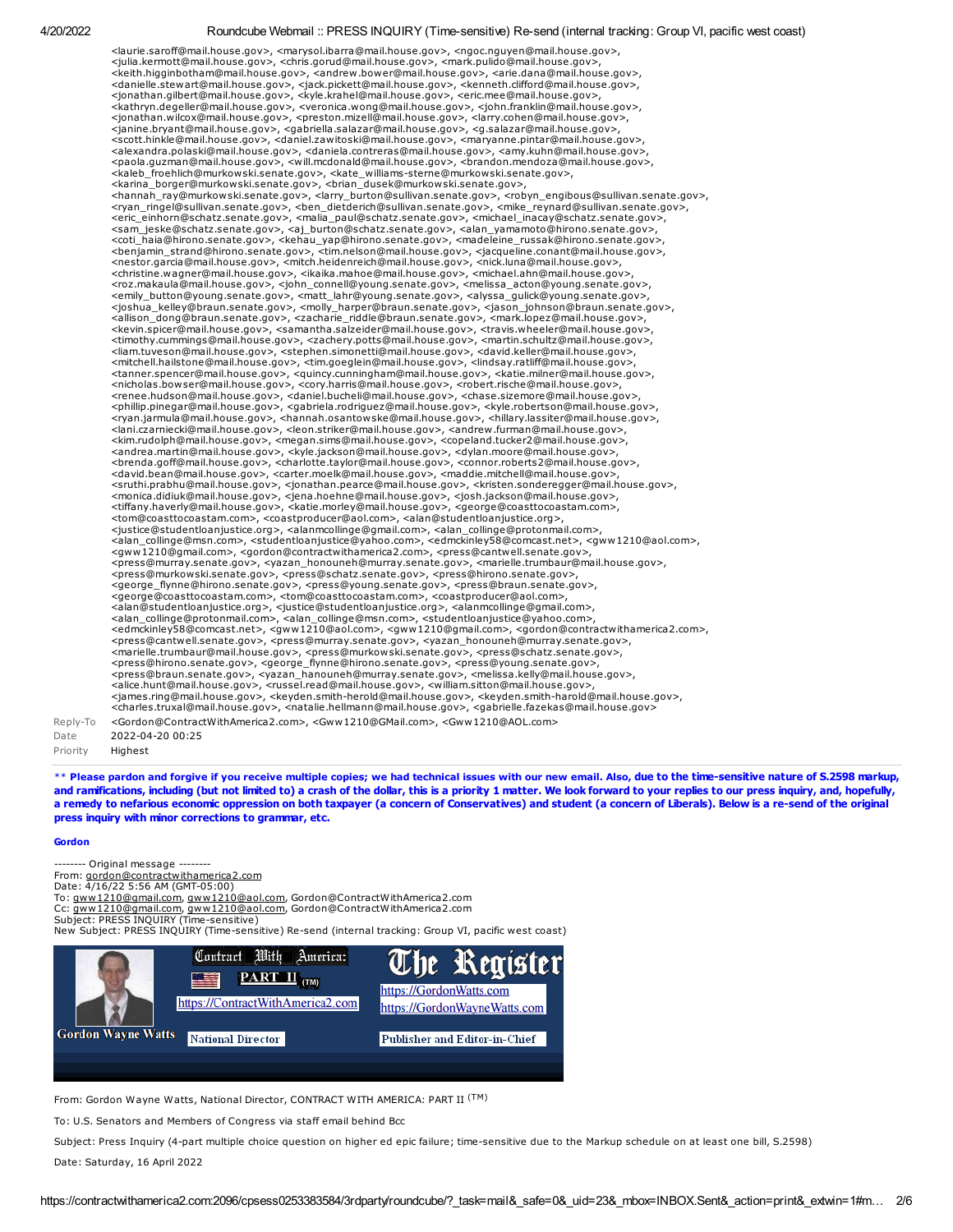<laurie.saroff@mail.house.gov>, <marysol.ibarra@mail.house.gov>, <ngoc.nguyen@mail.house.gov>, <julia.kermott@mail.house.gov>, <chris.gorud@mail.house.gov>, <mark.pulido@mail.house.gov>, <keith.higginbotham@mail.house.gov>, <andrew.bower@mail.house.gov>, <arie.dana@mail.house.gov>, <danielle.stewart@mail.house.gov>, <jack.pickett@mail.house.gov>, <kenneth.clifford@mail.house.gov>, <jonathan.gilbert@mail.house.gov>, <kyle.krahel@mail.house.gov>, <eric.mee@mail.house.gov>, <kathryn.degeller@mail.house.gov>, <veronica.wong@mail.house.gov>, <john.franklin@mail.house.gov>, <jonathan.wilcox@mail.house.gov>, <preston.mizell@mail.house.gov>, <larry.cohen@mail.house.gov>, <janine.bryant@mail.house.gov>, <gabriella.salazar@mail.house.gov>, <g.salazar@mail.house.gov>, <scott.hinkle@mail.house.gov>, <daniel.zawitoski@mail.house.gov>, <maryanne.pintar@mail.house.gov>, <alexandra.polaski@mail.house.gov>, <daniela.contreras@mail.house.gov>, <amy.kuhn@mail.house.gov>, <paola.guzman@mail.house.gov>, <will.mcdonald@mail.house.gov>, <brandon.mendoza@mail.house.gov>, <kaleb_froehlich@murkowski.senate.gov>, <kate_williams-sterne@murkowski.senate.gov>, <karina_borger@murkowski.senate.gov>, <brian_dusek@murkowski.senate.gov>, <hannah_ray@murkowski.senate.gov>, <larry_burton@sullivan.senate.gov>, <robyn_engibous@sullivan.senate.gov>, <ryan_ringel@sullivan.senate.gov>, <ben_dietderich@sullivan.senate.gov>, <mike_reynard@sullivan.senate.gov>, <eric_einhorn@schatz.senate.gov>, <malia_paul@schatz.senate.gov>, <michael_inacay@schatz.senate.gov>, <sam_jeske@schatz.senate.gov>, <aj_burton@schatz.senate.gov>, <alan_yamamoto@hirono.senate.gov>, <coti_haia@hirono.senate.gov>, <kehau_yap@hirono.senate.gov>, <madeleine_russak@hirono.senate.gov>, <benjamin_strand@hirono.senate.gov>, <tim.nelson@mail.house.gov>, <jacqueline.conant@mail.house.gov>, <nestor.garcia@mail.house.gov>, <mitch.heidenreich@mail.house.gov>, <nick.luna@mail.house.gov>, <christine.wagner@mail.house.gov>, <ikaika.mahoe@mail.house.gov>, <michael.ahn@mail.house.gov>, <roz.makaula@mail.house.gov>, <john_connell@young.senate.gov>, <melissa_acton@young.senate.gov>, <emily_button@young.senate.gov>, <matt_lahr@young.senate.gov>, <alyssa_gulick@young.senate.gov>, <joshua_kelley@braun.senate.gov>, <molly_harper@braun.senate.gov>, <jason_johnson@braun.senate.gov>, <allison_dong@braun.senate.gov>, <zacharie_riddle@braun.senate.gov>, <mark.lopez@mail.house.gov>, <kevin.spicer@mail.house.gov>, <samantha.salzeider@mail.house.gov>, <travis.wheeler@mail.house.gov>, <timothy.cummings@mail.house.gov>, <zachery.potts@mail.house.gov>, <martin.schultz@mail.house.gov>, <liam.tuveson@mail.house.gov>, <stephen.simonetti@mail.house.gov>, <david.keller@mail.house.gov>, <mitchell.hailstone@mail.house.gov>, <tim.goeglein@mail.house.gov>, <lindsay.ratliff@mail.house.gov>, <tanner.spencer@mail.house.gov>, <quincy.cunningham@mail.house.gov>, <katie.milner@mail.house.gov>, <nicholas.bowser@mail.house.gov>, <cory.harris@mail.house.gov>, <robert.rische@mail.house.gov>, <renee.hudson@mail.house.gov>, <daniel.bucheli@mail.house.gov>, <chase.sizemore@mail.house.gov>, <phillip.pinegar@mail.house.gov>, <gabriela.rodriguez@mail.house.gov>, <kyle.robertson@mail.house.gov>, <ryan.jarmula@mail.house.gov>, <hannah.osantowske@mail.house.gov>, <hillary.lassiter@mail.house.gov>, <lani.czarniecki@mail.house.gov>, <leon.striker@mail.house.gov>, <andrew.furman@mail.house.gov>, <kim.rudolph@mail.house.gov>, <megan.sims@mail.house.gov>, <copeland.tucker2@mail.house.gov>, <andrea.martin@mail.house.gov>, <kyle.jackson@mail.house.gov>, <dylan.moore@mail.house.gov>, <brenda.goff@mail.house.gov>, <charlotte.taylor@mail.house.gov>, <connor.roberts2@mail.house.gov>, <david.bean@mail.house.gov>, <carter.moelk@mail.house.gov>, <maddie.mitchell@mail.house.gov>, <sruthi.prabhu@mail.house.gov>, <jonathan.pearce@mail.house.gov>, <kristen.sonderegger@mail.house.gov>, <monica.didiuk@mail.house.gov>, <jena.hoehne@mail.house.gov>, <josh.jackson@mail.house.gov>, <tiffany.haverly@mail.house.gov>, <katie.morley@mail.house.gov>, <george@coasttocoastam.com>, <tom@coasttocoastam.com>, <coastproducer@aol.com>, <alan@studentloanjustice.org>, <justice@studentloanjustice.org>, <alanmcollinge@gmail.com>, <alan_collinge@protonmail.com>, <alan_collinge@msn.com>, <studentloanjustice@yahoo.com>, <edmckinley58@comcast.net>, <gww1210@aol.com>, <gww1210@gmail.com>, <gordon@contractwithamerica2.com>, <press@cantwell.senate.gov>, <press@murray.senate.gov>, <yazan_honouneh@murray.senate.gov>, <marielle.trumbaur@mail.house.gov>, <press@murkowski.senate.gov>, <press@schatz.senate.gov>, <press@hirono.senate.gov>, <george_flynne@hirono.senate.gov>, <press@young.senate.gov>, <press@braun.senate.gov>, <george@coasttocoastam.com>, <tom@coasttocoastam.com>, <coastproducer@aol.com>, <alan@studentloanjustice.org>, <justice@studentloanjustice.org>, <alanmcollinge@gmail.com>, <alan_collinge@protonmail.com>, <alan_collinge@msn.com>, <studentloanjustice@yahoo.com>, <edmckinley58@comcast.net>, <gww1210@aol.com>, <gww1210@gmail.com>, <gordon@contractwithamerica2.com>, <press@cantwell.senate.gov>, <press@murray.senate.gov>, <yazan_honouneh@murray.senate.gov>, <marielle.trumbaur@mail.house.gov>, <press@murkowski.senate.gov>, <press@schatz.senate.gov>, <press@hirono.senate.gov>, <george_flynne@hirono.senate.gov>, <press@young.senate.gov>, <press@braun.senate.gov>, <yazan_hanouneh@murray.senate.gov>, <melissa.kelly@mail.house.gov>, <alice.hunt@mail.house.gov>, <russel.read@mail.house.gov>, <william.sitton@mail.house.gov>, <james.ring@mail.house.gov>, <keyden.smith-herold@mail.house.gov>, <keyden.smith-harold@mail.house.gov>, <charles.truxal@mail.house.gov>, <natalie.hellmann@mail.house.gov>, <gabrielle.fazekas@mail.house.gov>

| | |
|---|---|
| Reply-To | <Gordon@ContractWithAmerica2.com>, <Gww1210@GMail.com>, <Gww1210@AOL.com> |
| Date | 2022-04-20 00:25 |
| Priority | Highest |

**\*\* Please pardon and forgive if you receive multiple copies; we had technical issues with our new email. Also, due to the time-sensitive nature of S.2598 markup, and ramifications, including (but not limited to) a crash of the dollar, this is a priority 1 matter. We look forward to your replies to our press inquiry, and, hopefully, a remedy to nefarious economic oppression on both taxpayer (a concern of Conservatives) and student (a concern of Liberals). Below is a re-send of the original press inquiry with minor corrections to grammar, etc.**

**Gordon**

-------- Original message --------
From: gordon@contractwithamerica2.com
Date: 4/16/22 5:56 AM (GMT-05:00)
To: gww1210@gmail.com, gww1210@aol.com, Gordon@ContractWithAmerica2.com
Cc: gww1210@gmail.com, gww1210@aol.com, Gordon@ContractWithAmerica2.com
Subject: PRESS INQUIRY (Time-sensitive)
New Subject: PRESS INQUIRY (Time-sensitive) Re-send (internal tracking: Group VI, pacific west coast)

Gordon Wayne Watts

Contract With America: PART II (TM)
https://ContractWithAmerica2.com
National Director

The Register
https://GordonWatts.com
https://GordonWayneWatts.com
Publisher and Editor-in-Chief

From: Gordon Wayne Watts, National Director, CONTRACT WITH AMERICA: PART II (TM)

To: U.S. Senators and Members of Congress via staff email behind Bcc

Subject: Press Inquiry (4-part multiple choice question on higher ed epic failure; time-sensitive due to the Markup schedule on at least one bill, S.2598)

Date: Saturday, 16 April 2022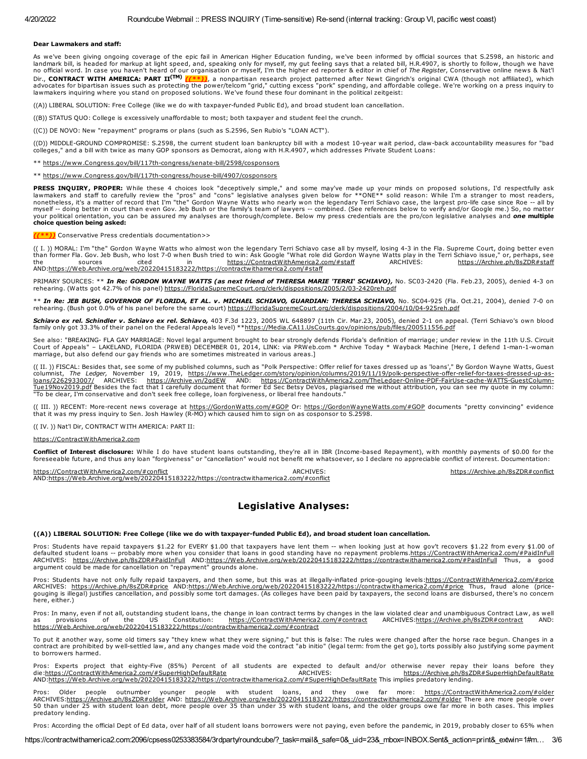**Dear Lawmakers and staff:**

As we've been giving ongoing coverage of the epic fail in American Higher Education funding, we've been informed by official sources that S.2598, an historic and landmark bill, is headed for markup at light speed, and, speaking only for myself, my gut feeling says that a related bill, H.R.4907, is shortly to follow, though we have no official word. In case you haven't heard of our organisation or myself, I'm the higher ed reporter & editor in chief of *The Register*, Conservative online news & Nat'l Dir., **CONTRACT WITH AMERICA: PART II(TM)** ***((\*\*))***, a nonpartisan research project patterned after Newt Gingrich's original CWA (though not affiliated), which advocates for bipartisan issues such as protecting the power/telcom "grid," cutting excess "pork" spending, and affordable college. We're working on a press inquiry to lawmakers inquiring where you stand on proposed solutions. We've found these four dominant in the political zeitgeist:

((A)) LIBERAL SOLUTION: Free College (like we do with taxpayer-funded Public Ed), and broad student loan cancellation.

((B)) STATUS QUO: College is excessively unaffordable to most; both taxpayer and student feel the crunch.

((C)) DE NOVO: New "repayment" programs or plans (such as S.2596, Sen Rubio's "LOAN ACT").

((D)) MIDDLE-GROUND COMPROMISE: S.2598, the current student loan bankruptcy bill with a modest 10-year wait period, claw-back accountability measures for "bad colleges," and a bill with twice as many GOP sponsors as Democrat, along with H.R.4907, which addresses Private Student Loans:

** https://www.Congress.gov/bill/117th-congress/senate-bill/2598/cosponsors

** https://www.Congress.gov/bill/117th-congress/house-bill/4907/cosponsors

**PRESS INQUIRY, PROPER:** While these 4 choices look "deceptively simple," and some may've made up your minds on proposed solutions, I'd respectfully ask lawmakers and staff to carefully review the "pros" and "cons" legislative analyses given below for **ONE** solid reason: While I'm a stranger to most readers, nonetheless, it's a matter of record that I'm "the" Gordon Wayne Watts who nearly won the legendary Terri Schiavo case, the largest pro-life case since Roe -- all by myself -- doing better in court than even Gov. Jeb Bush or the family's team of lawyers -- combined. (See references below to verify and/or Google me.) So, no matter your political orientation, you can be assured my analyses are thorough/complete. Below my press credentials are the pro/con legislative analyses and ***one* multiple choice question being asked:**

***((\*\*))*** Conservative Press credentials documentation>>

(( I. )) MORAL: I'm "the" Gordon Wayne Watts who almost won the legendary Terri Schiavo case all by myself, losing 4-3 in the Fla. Supreme Court, doing better even than former Fla. Gov. Jeb Bush, who lost 7-0 when Bush tried to win: Ask Google "What role did Gordon Wayne Watts play in the Terri Schiavo issue," or, perhaps, see the sources cited in https://ContractWithAmerica2.com/#staff ARCHIVES: https://Archive.ph/8sZDR#staff AND:https://Web.Archive.org/web/20220415183222/https://contractwithamerica2.com/#staff

PRIMARY SOURCES: ** ***In Re: GORDON WAYNE WATTS (as next friend of THERESA MARIE 'TERRI' SCHIAVO),*** No. SC03-2420 (Fla. Feb.23, 2005), denied 4-3 on rehearing. (Watts got 42.7% of his panel) https://FloridaSupremeCourt.org/clerk/dispositions/2005/2/03-2420reh.pdf

** ***In Re: JEB BUSH, GOVERNOR OF FLORIDA, ET AL. v. MICHAEL SCHIAVO, GUARDIAN: THERESA SCHIAVO,*** No. SC04-925 (Fla. Oct.21, 2004), denied 7-0 on rehearing. (Bush got 0.0% of his panel before the same court) https://FloridaSupremeCourt.org/clerk/dispositions/2004/10/04-925reh.pdf

***Schiavo ex rel. Schindler v. Schiavo ex rel. Schiavo,*** 403 F.3d 1223, 2005 WL 648897 (11th Cir. Mar.23, 2005), denied 2-1 on appeal. (Terri Schiavo's own blood family only got 33.3% of their panel on the Federal Appeals level) **https://Media.CA11.UsCourts.gov/opinions/pub/files/200511556.pdf

See also: "BREAKING- FLA GAY MARRIAGE: Novel legal argument brought to bear strongly defends Florida's definition of marriage; under review in the 11th U.S. Circuit Court of Appeals" – LAKELAND, FLORIDA (PRWEB) DECEMBER 01, 2014, LINK: via PRWeb.com * Archive Today * Wayback Machine [Here, I defend 1-man-1-woman marriage, but also defend our gay friends who are sometimes mistreated in various areas.]

(( II. )) FISCAL: Besides that, see some of my published columns, such as "Polk Perspective: Offer relief for taxes dressed up as 'loans'," By Gordon Wayne Watts, Guest columnist, *The Ledger,* November 19, 2019, https://www.TheLedger.com/story/opinion/columns/2019/11/19/polk-perspective-offer-relief-for-taxes-dressed-up-as-loans/2262933007/ ARCHIVES: https://Archive.vn/2qdEW AND: https://ContractWithAmerica2.com/TheLedger-Online-PDF-FairUse-cache-WATTS-GuestColumn-Tue19Nov2019.pdf Besides the fact that I carefully document that former Ed Sec Betsy DeVos, plagiarised me without attribution, you can see my quote in my column: "To be clear, I'm conservative and don't seek free college, loan forgiveness, or liberal free handouts."

(( III. )) RECENT: More-recent news coverage at https://GordonWatts.com/#GOP Or: https://GordonWayneWatts.com/#GOP documents "pretty convincing" evidence that it was my press inquiry to Sen. Josh Hawley (R-MO) which caused him to sign on as cosponsor to S.2598.

(( IV. )) Nat'l Dir, CONTRACT WITH AMERICA: PART II:

https://ContractWithAmerica2.com

**Conflict of Interest disclosure:** While I do have student loans outstanding, they're all in IBR (Income-based Repayment), with monthly payments of $0.00 for the foreseeable future, and thus any loan "forgiveness" or "cancellation" would not benefit me whatsoever, so I declare no appreciable conflict of interest. Documentation:

https://ContractWithAmerica2.com/#conflict ARCHIVES: https://Archive.ph/8sZDR#conflict AND:https://Web.Archive.org/web/20220415183222/https://contractwithamerica2.com/#conflict

## Legislative Analyses:

#### ((A)) LIBERAL SOLUTION: Free College (like we do with taxpayer-funded Public Ed), and broad student loan cancellation.

Pros: Students have repaid taxpayers $1.22 for EVERY $1.00 that taxpayers have lent them -- when looking just at how gov't recovers $1.22 from every $1.00 of defaulted student loans -- probably more when you consider that loans in good standing have no repayment problems.https://ContractWithAmerica2.com/#PaidInFull ARCHIVES: https://Archive.ph/8sZDR#PaidInFull AND:https://Web.Archive.org/web/20220415183222/https://contractwithamerica2.com/#PaidInFull Thus, a good argument could be made for cancellation on "repayment" grounds alone.

Pros: Students have not only fully repaid taxpayers, and then some, but this was at illegally-inflated price-gouging levels:https://ContractWithAmerica2.com/#price ARCHIVES: https://Archive.ph/8sZDR#price AND:https://Web.Archive.org/web/20220415183222/https://contractwithamerica2.com/#price Thus, fraud alone (price-gouging is illegal) justifies cancellation, and possibly some tort damages. (As colleges have been paid by taxpayers, the second loans are disbursed, there's no concern here, either.)

Pros: In many, even if not all, outstanding student loans, the change in loan contract terms by changes in the law violated clear and unambiguous Contract Law, as well as provisions of the US Constitution: https://ContractWithAmerica2.com/#contract ARCHIVES:https://Archive.ph/8sZDR#contract AND: https://Web.Archive.org/web/20220415183222/https://contractwithamerica2.com/#contract

To put it another way, some old timers say "they knew what they were signing," but this is false: The rules were changed after the horse race begun. Changes in a contract are prohibited by well-settled law, and any changes made void the contract "ab initio" (legal term: from the get go), torts possibly also justifying some payment to borrowers harmed.

Pros: Experts project that eighty-Five (85%) Percent of all students are expected to default and/or otherwise never repay their loans before they die:https://ContractWithAmerica2.com/#SuperHighDefaultRate ARCHIVES: https://Archive.ph/8sZDR#SuperHighDefaultRate AND:https://Web.Archive.org/web/20220415183222/https://contractwithamerica2.com/#SuperHighDefaultRate This implies predatory lending.

Pros: Older people outnumber younger people with student loans, and they owe far more: https://ContractWithAmerica2.com/#older ARCHIVES:https://Archive.ph/8sZDR#older AND: https://Web.Archive.org/web/20220415183222/https://contractwithamerica2.com/#older There are more people over 50 than under 25 with student loan debt, more people over 35 than under 35 with student loans, and the older groups owe far more in both cases. This implies predatory lending.

Pros: According the official Dept of Ed data, over half of all student loans borrowers were not paying, even before the pandemic, in 2019, probably closer to 65% when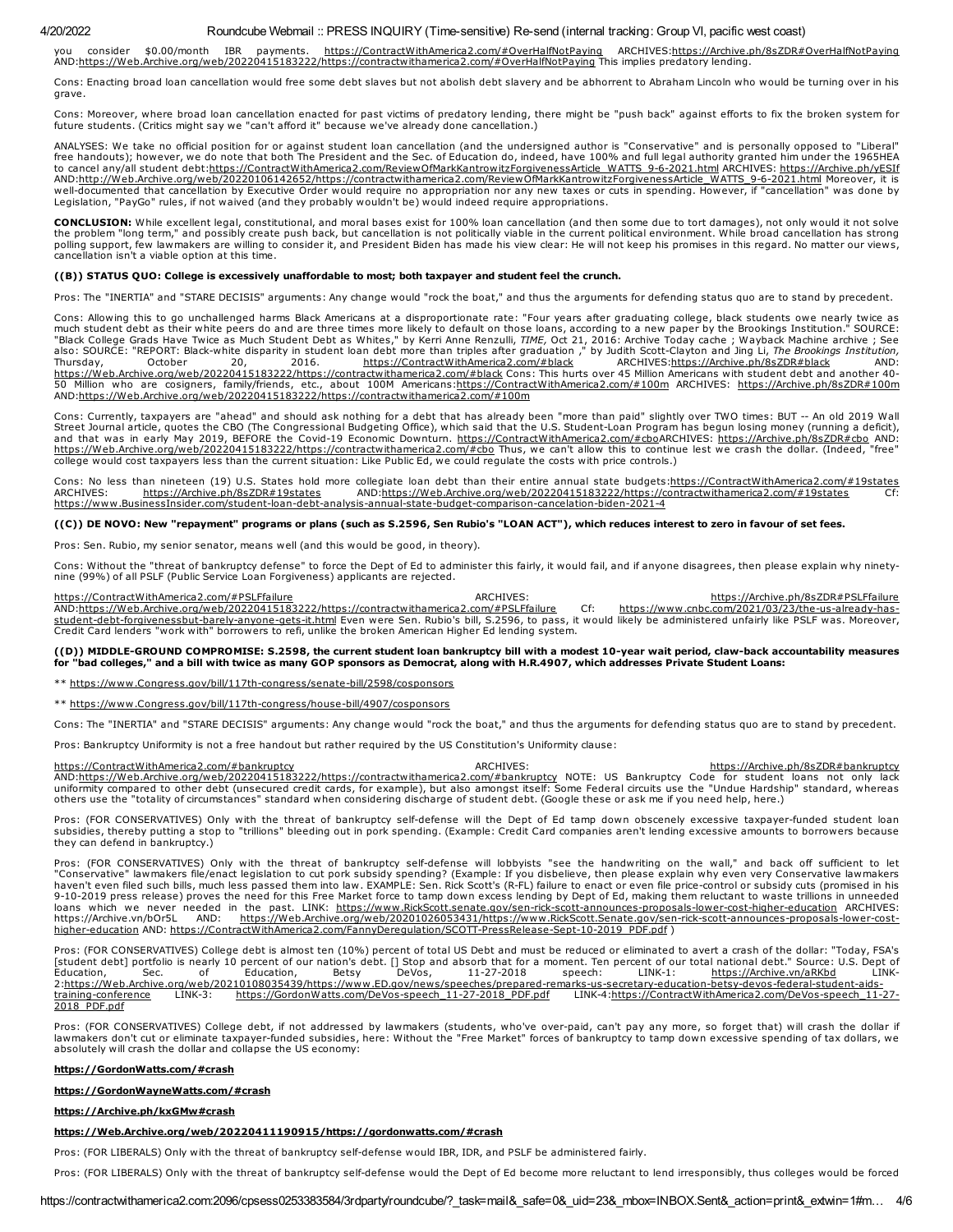you consider $0.00/month IBR payments. https://ContractWithAmerica2.com/#OverHalfNotPaying ARCHIVES:https://Archive.ph/8sZDR#OverHalfNotPaying AND:https://Web.Archive.org/web/20220415183222/https://contractwithamerica2.com/#OverHalfNotPaying This implies predatory lending.

Cons: Enacting broad loan cancellation would free some debt slaves but not abolish debt slavery and be abhorrent to Abraham Lincoln who would be turning over in his grave.

Cons: Moreover, where broad loan cancellation enacted for past victims of predatory lending, there might be "push back" against efforts to fix the broken system for future students. (Critics might say we "can't afford it" because we've already done cancellation.)

ANALYSES: We take no official position for or against student loan cancellation (and the undersigned author is "Conservative" and is personally opposed to "Liberal" free handouts); however, we do note that both The President and the Sec. of Education do, indeed, have 100% and full legal authority granted him under the 1965HEA to cancel any/all student debt:https://ContractWithAmerica2.com/ReviewOfMarkKantrowitzForgivenessArticle_WATTS_9-6-2021.html ARCHIVES: https://Archive.ph/yESIf AND:http://Web.Archive.org/web/20220106142652/https://contractwithamerica2.com/ReviewOfMarkKantrowitzForgivenessArticle_WATTS_9-6-2021.html Moreover, it is well-documented that cancellation by Executive Order would require no appropriation nor any new taxes or cuts in spending. However, if "cancellation" was done by Legislation, "PayGo" rules, if not waived (and they probably wouldn't be) would indeed require appropriations.

**CONCLUSION:** While excellent legal, constitutional, and moral bases exist for 100% loan cancellation (and then some due to tort damages), not only would it not solve the problem "long term," and possibly create push back, but cancellation is not politically viable in the current political environment. While broad cancellation has strong polling support, few lawmakers are willing to consider it, and President Biden has made his view clear: He will not keep his promises in this regard. No matter our views, cancellation isn't a viable option at this time.

**((B)) STATUS QUO: College is excessively unaffordable to most; both taxpayer and student feel the crunch.**

Pros: The "INERTIA" and "STARE DECISIS" arguments: Any change would "rock the boat," and thus the arguments for defending status quo are to stand by precedent.

Cons: Allowing this to go unchallenged harms Black Americans at a disproportionate rate: "Four years after graduating college, black students owe nearly twice as much student debt as their white peers do and are three times more likely to default on those loans, according to a new paper by the Brookings Institution." SOURCE: "Black College Grads Have Twice as Much Student Debt as Whites," by Kerri Anne Renzulli, *TIME,* Oct 21, 2016: Archive Today cache ; Wayback Machine archive ; See also: SOURCE: "REPORT: Black-white disparity in student loan debt more than triples after graduation ," by Judith Scott-Clayton and Jing Li, *The Brookings Institution,* Thursday, October 20, 2016. https://ContractWithAmerica2.com/#black ARCHIVES:https://Archive.ph/8sZDR#black AND: https://Web.Archive.org/web/20220415183222/https://contractwithamerica2.com/#black Cons: This hurts over 45 Million Americans with student debt and another 40-50 Million who are cosigners, family/friends, etc., about 100M Americans:https://ContractWithAmerica2.com/#100m ARCHIVES: https://Archive.ph/8sZDR#100m AND:https://Web.Archive.org/web/20220415183222/https://contractwithamerica2.com/#100m

Cons: Currently, taxpayers are "ahead" and should ask nothing for a debt that has already been "more than paid" slightly over TWO times: BUT -- An old 2019 Wall Street Journal article, quotes the CBO (The Congressional Budgeting Office), which said that the U.S. Student-Loan Program has begun losing money (running a deficit), and that was in early May 2019, BEFORE the Covid-19 Economic Downturn. https://ContractWithAmerica2.com/#cboARCHIVES: https://Archive.ph/8sZDR#cbo AND: https://Web.Archive.org/web/20220415183222/https://contractwithamerica2.com/#cbo Thus, we can't allow this to continue lest we crash the dollar. (Indeed, "free" college would cost taxpayers less than the current situation: Like Public Ed, we could regulate the costs with price controls.)

Cons: No less than nineteen (19) U.S. States hold more collegiate loan debt than their entire annual state budgets:https://ContractWithAmerica2.com/#19states ARCHIVES: https://Archive.ph/8sZDR#19states AND:https://Web.Archive.org/web/20220415183222/https://contractwithamerica2.com/#19states Cf: https://www.BusinessInsider.com/student-loan-debt-analysis-annual-state-budget-comparison-cancelation-biden-2021-4

**((C)) DE NOVO: New "repayment" programs or plans (such as S.2596, Sen Rubio's "LOAN ACT"), which reduces interest to zero in favour of set fees.**

Pros: Sen. Rubio, my senior senator, means well (and this would be good, in theory).

Cons: Without the "threat of bankruptcy defense" to force the Dept of Ed to administer this fairly, it would fail, and if anyone disagrees, then please explain why ninety-nine (99%) of all PSLF (Public Service Loan Forgiveness) applicants are rejected.

https://ContractWithAmerica2.com/#PSLFfailure ARCHIVES: https://Archive.ph/8sZDR#PSLFfailure AND:https://Web.Archive.org/web/20220415183222/https://contractwithamerica2.com/#PSLFfailure Cf: https://www.cnbc.com/2021/03/23/the-us-already-has-student-debt-forgivenessbut-barely-anyone-gets-it.html Even were Sen. Rubio's bill, S.2596, to pass, it would likely be administered unfairly like PSLF was. Moreover, Credit Card lenders "work with" borrowers to refi, unlike the broken American Higher Ed lending system.

**((D)) MIDDLE-GROUND COMPROMISE: S.2598, the current student loan bankruptcy bill with a modest 10-year wait period, claw-back accountability measures for "bad colleges," and a bill with twice as many GOP sponsors as Democrat, along with H.R.4907, which addresses Private Student Loans:**

** https://www.Congress.gov/bill/117th-congress/senate-bill/2598/cosponsors

** https://www.Congress.gov/bill/117th-congress/house-bill/4907/cosponsors

Cons: The "INERTIA" and "STARE DECISIS" arguments: Any change would "rock the boat," and thus the arguments for defending status quo are to stand by precedent.

Pros: Bankruptcy Uniformity is not a free handout but rather required by the US Constitution's Uniformity clause:

https://ContractWithAmerica2.com/#bankruptcy ARCHIVES: https://Archive.ph/8sZDR#bankruptcy AND:https://Web.Archive.org/web/20220415183222/https://contractwithamerica2.com/#bankruptcy NOTE: US Bankruptcy Code for student loans not only lack uniformity compared to other debt (unsecured credit cards, for example), but also amongst itself: Some Federal circuits use the "Undue Hardship" standard, whereas others use the "totality of circumstances" standard when considering discharge of student debt. (Google these or ask me if you need help, here.)

Pros: (FOR CONSERVATIVES) Only with the threat of bankruptcy self-defense will the Dept of Ed tamp down obscenely excessive taxpayer-funded student loan subsidies, thereby putting a stop to "trillions" bleeding out in pork spending. (Example: Credit Card companies aren't lending excessive amounts to borrowers because they can defend in bankruptcy.)

Pros: (FOR CONSERVATIVES) Only with the threat of bankruptcy self-defense will lobbyists "see the handwriting on the wall," and back off sufficient to let "Conservative" lawmakers file/enact legislation to cut pork subsidy spending? (Example: If you disbelieve, then please explain why even very Conservative lawmakers haven't even filed such bills, much less passed them into law. EXAMPLE: Sen. Rick Scott's (R-FL) failure to enact or even file price-control or subsidy cuts (promised in his 9-10-2019 press release) proves the need for this Free Market force to tamp down excess lending by Dept of Ed, making them reluctant to waste trillions in unneeded loans which we never needed in the past. LINK: https://www.RickScott.senate.gov/sen-rick-scott-announces-proposals-lower-cost-higher-education ARCHIVES: https://Archive.vn/bOr5L AND: https://Web.Archive.org/web/20201026053431/https://www.RickScott.Senate.gov/sen-rick-scott-announces-proposals-lower-cost-higher-education AND: https://ContractWithAmerica2.com/FannyDeregulation/SCOTT-PressRelease-Sept-10-2019_PDF.pdf )

Pros: (FOR CONSERVATIVES) College debt is almost ten (10%) percent of total US Debt and must be reduced or eliminated to avert a crash of the dollar: "Today, FSA's [student debt] portfolio is nearly 10 percent of our nation's debt. [] Stop and absorb that for a moment. Ten percent of our total national debt." Source: U.S. Dept of Education, Sec. of Education, Betsy DeVos, 11-27-2018 speech: LINK-1: https://Archive.vn/aRKbd LINK-2:https://Web.Archive.org/web/20210108035439/https://www.ED.gov/news/speeches/prepared-remarks-us-secretary-education-betsy-devos-federal-student-aids-training-conference LINK-3: https://GordonWatts.com/DeVos-speech_11-27-2018_PDF.pdf LINK-4:https://ContractWithAmerica2.com/DeVos-speech_11-27-2018_PDF.pdf

Pros: (FOR CONSERVATIVES) College debt, if not addressed by lawmakers (students, who've over-paid, can't pay any more, so forget that) will crash the dollar if lawmakers don't cut or eliminate taxpayer-funded subsidies, here: Without the "Free Market" forces of bankruptcy to tamp down excessive spending of tax dollars, we absolutely will crash the dollar and collapse the US economy:

**https://GordonWatts.com/#crash**

**https://GordonWayneWatts.com/#crash**

**https://Archive.ph/kxGMw#crash**

**https://Web.Archive.org/web/20220411190915/https://gordonwatts.com/#crash**

Pros: (FOR LIBERALS) Only with the threat of bankruptcy self-defense would IBR, IDR, and PSLF be administered fairly.

Pros: (FOR LIBERALS) Only with the threat of bankruptcy self-defense would the Dept of Ed become more reluctant to lend irresponsibly, thus colleges would be forced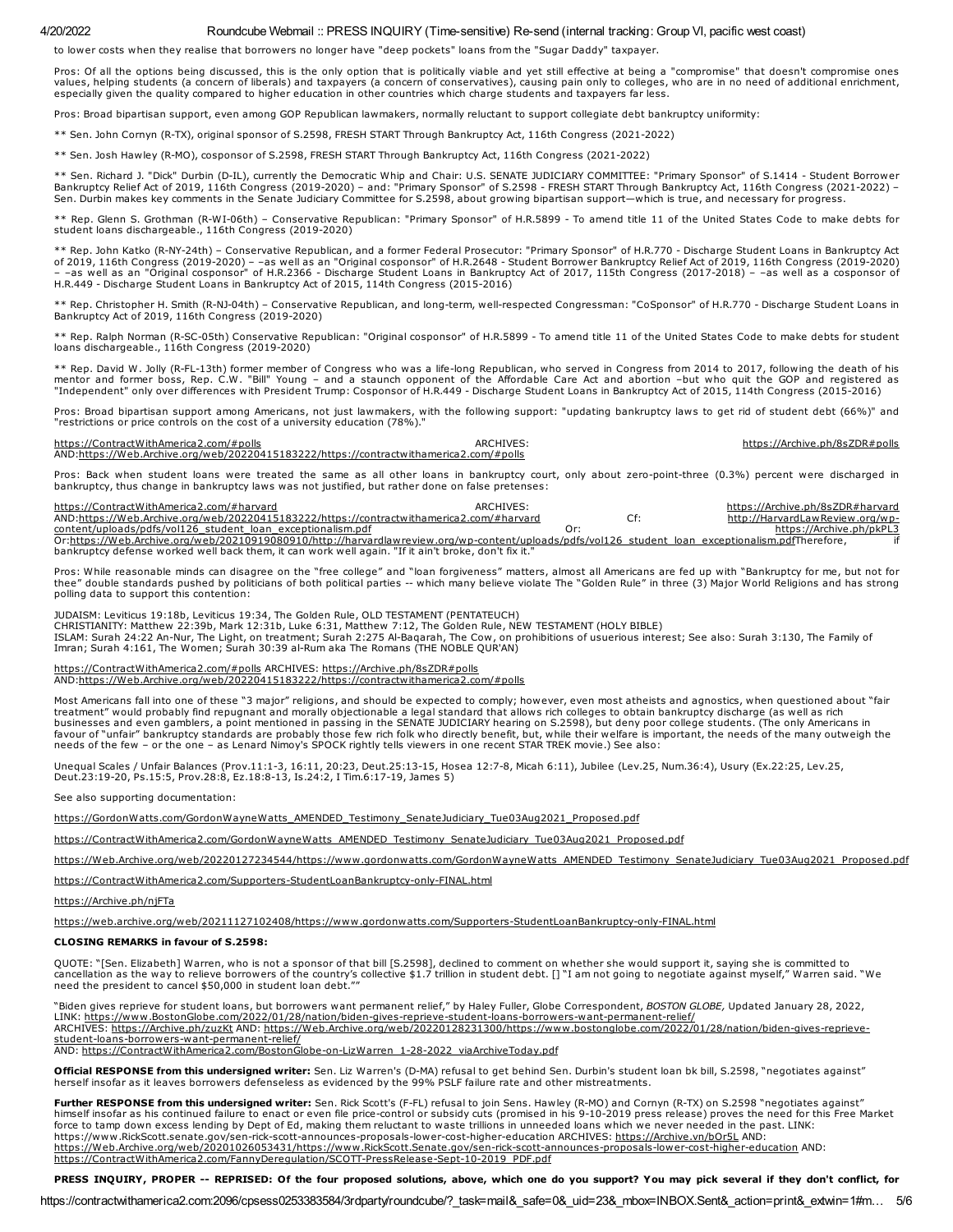to lower costs when they realise that borrowers no longer have "deep pockets" loans from the "Sugar Daddy" taxpayer.

Pros: Of all the options being discussed, this is the only option that is politically viable and yet still effective at being a "compromise" that doesn't compromise ones values, helping students (a concern of liberals) and taxpayers (a concern of conservatives), causing pain only to colleges, who are in no need of additional enrichment, especially given the quality compared to higher education in other countries which charge students and taxpayers far less.

Pros: Broad bipartisan support, even among GOP Republican lawmakers, normally reluctant to support collegiate debt bankruptcy uniformity:

** Sen. John Cornyn (R-TX), original sponsor of S.2598, FRESH START Through Bankruptcy Act, 116th Congress (2021-2022)

** Sen. Josh Hawley (R-MO), cosponsor of S.2598, FRESH START Through Bankruptcy Act, 116th Congress (2021-2022)

** Sen. Richard J. "Dick" Durbin (D-IL), currently the Democratic Whip and Chair: U.S. SENATE JUDICIARY COMMITTEE: "Primary Sponsor" of S.1414 - Student Borrower Bankruptcy Relief Act of 2019, 116th Congress (2019-2020) – and: "Primary Sponsor" of S.2598 - FRESH START Through Bankruptcy Act, 116th Congress (2021-2022) – Sen. Durbin makes key comments in the Senate Judiciary Committee for S.2598, about growing bipartisan support—which is true, and necessary for progress.

** Rep. Glenn S. Grothman (R-WI-06th) – Conservative Republican: "Primary Sponsor" of H.R.5899 - To amend title 11 of the United States Code to make debts for student loans dischargeable., 116th Congress (2019-2020)

** Rep. John Katko (R-NY-24th) – Conservative Republican, and a former Federal Prosecutor: "Primary Sponsor" of H.R.770 - Discharge Student Loans in Bankruptcy Act of 2019, 116th Congress (2019-2020) – –as well as an "Original cosponsor" of H.R.2648 - Student Borrower Bankruptcy Relief Act of 2019, 116th Congress (2019-2020) – –as well as an "Original cosponsor" of H.R.2366 - Discharge Student Loans in Bankruptcy Act of 2017, 115th Congress (2017-2018) – –as well as a cosponsor of H.R.449 - Discharge Student Loans in Bankruptcy Act of 2015, 114th Congress (2015-2016)

** Rep. Christopher H. Smith (R-NJ-04th) – Conservative Republican, and long-term, well-respected Congressman: "CoSponsor" of H.R.770 - Discharge Student Loans in Bankruptcy Act of 2019, 116th Congress (2019-2020)

** Rep. Ralph Norman (R-SC-05th) Conservative Republican: "Original cosponsor" of H.R.5899 - To amend title 11 of the United States Code to make debts for student loans dischargeable., 116th Congress (2019-2020)

** Rep. David W. Jolly (R-FL-13th) former member of Congress who was a life-long Republican, who served in Congress from 2014 to 2017, following the death of his mentor and former boss, Rep. C.W. "Bill" Young – and a staunch opponent of the Affordable Care Act and abortion –but who quit the GOP and registered as "Independent" only over differences with President Trump: Cosponsor of H.R.449 - Discharge Student Loans in Bankruptcy Act of 2015, 114th Congress (2015-2016)

Pros: Broad bipartisan support among Americans, not just lawmakers, with the following support: "updating bankruptcy laws to get rid of student debt (66%)" and "restrictions or price controls on the cost of a university education (78%)."

https://ContractWithAmerica2.com/#polls ARCHIVES: https://Archive.ph/8sZDR#polls AND:https://Web.Archive.org/web/20220415183222/https://contractwithamerica2.com/#polls

Pros: Back when student loans were treated the same as all other loans in bankruptcy court, only about zero-point-three (0.3%) percent were discharged in bankruptcy, thus change in bankruptcy laws was not justified, but rather done on false pretenses:

https://ContractWithAmerica2.com/#harvard ARCHIVES: https://Archive.ph/8sZDR#harvard AND:https://Web.Archive.org/web/20220415183222/https://contractwithamerica2.com/#harvard Cf: http://HarvardLawReview.org/wp-content/uploads/pdfs/vol126_student_loan_exceptionalism.pdf Or: https://Archive.ph/pkPL3 Or:https://Web.Archive.org/web/20210919080910/http://harvardlawreview.org/wp-content/uploads/pdfs/vol126_student_loan_exceptionalism.pdfTherefore, if bankruptcy defense worked well back them, it can work well again. "If it ain't broke, don't fix it."

Pros: While reasonable minds can disagree on the "free college" and "loan forgiveness" matters, almost all Americans are fed up with "Bankruptcy for me, but not for thee" double standards pushed by politicians of both political parties -- which many believe violate The "Golden Rule" in three (3) Major World Religions and has strong polling data to support this contention:

JUDAISM: Leviticus 19:18b, Leviticus 19:34, The Golden Rule, OLD TESTAMENT (PENTATEUCH)
CHRISTIANITY: Matthew 22:39b, Mark 12:31b, Luke 6:31, Matthew 7:12, The Golden Rule, NEW TESTAMENT (HOLY BIBLE)
ISLAM: Surah 24:22 An-Nur, The Light, on treatment; Surah 2:275 Al-Baqarah, The Cow, on prohibitions of usuerious interest; See also: Surah 3:130, The Family of Imran; Surah 4:161, The Women; Surah 30:39 al-Rum aka The Romans (THE NOBLE QUR'AN)

https://ContractWithAmerica2.com/#polls ARCHIVES: https://Archive.ph/8sZDR#polls
AND:https://Web.Archive.org/web/20220415183222/https://contractwithamerica2.com/#polls

Most Americans fall into one of these "3 major" religions, and should be expected to comply; however, even most atheists and agnostics, when questioned about "fair treatment" would probably find repugnant and morally objectionable a legal standard that allows rich colleges to obtain bankruptcy discharge (as well as rich businesses and even gamblers, a point mentioned in passing in the SENATE JUDICIARY hearing on S.2598), but deny poor college students. (The only Americans in favour of "unfair" bankruptcy standards are probably those few rich folk who directly benefit, but, while their welfare is important, the needs of the many outweigh the needs of the few – or the one – as Lenard Nimoy's SPOCK rightly tells viewers in one recent STAR TREK movie.) See also:

Unequal Scales / Unfair Balances (Prov.11:1-3, 16:11, 20:23, Deut.25:13-15, Hosea 12:7-8, Micah 6:11), Jubilee (Lev.25, Num.36:4), Usury (Ex.22:25, Lev.25, Deut.23:19-20, Ps.15:5, Prov.28:8, Ez.18:8-13, Is.24:2, I Tim.6:17-19, James 5)

See also supporting documentation:

https://GordonWatts.com/GordonWayneWatts_AMENDED_Testimony_SenateJudiciary_Tue03Aug2021_Proposed.pdf

https://ContractWithAmerica2.com/GordonWayneWatts_AMENDED_Testimony_SenateJudiciary_Tue03Aug2021_Proposed.pdf

https://Web.Archive.org/web/20220127234544/https://www.gordonwatts.com/GordonWayneWatts_AMENDED_Testimony_SenateJudiciary_Tue03Aug2021_Proposed.pdf

https://ContractWithAmerica2.com/Supporters-StudentLoanBankruptcy-only-FINAL.html

https://Archive.ph/njFTa

https://web.archive.org/web/20211127102408/https://www.gordonwatts.com/Supporters-StudentLoanBankruptcy-only-FINAL.html

**CLOSING REMARKS in favour of S.2598:**

QUOTE: "[Sen. Elizabeth] Warren, who is not a sponsor of that bill [S.2598], declined to comment on whether she would support it, saying she is committed to cancellation as the way to relieve borrowers of the country's collective $1.7 trillion in student debt. [] "I am not going to negotiate against myself," Warren said. "We need the president to cancel $50,000 in student loan debt.""

"Biden gives reprieve for student loans, but borrowers want permanent relief," by Haley Fuller, Globe Correspondent, *BOSTON GLOBE,* Updated January 28, 2022, LINK: https://www.BostonGlobe.com/2022/01/28/nation/biden-gives-reprieve-student-loans-borrowers-want-permanent-relief/
ARCHIVES: https://Archive.ph/zuzKt AND: https://Web.Archive.org/web/20220128231300/https://www.bostonglobe.com/2022/01/28/nation/biden-gives-reprieve-student-loans-borrowers-want-permanent-relief/
AND: https://ContractWithAmerica2.com/BostonGlobe-on-LizWarren_1-28-2022_viaArchiveToday.pdf

**Official RESPONSE from this undersigned writer:** Sen. Liz Warren's (D-MA) refusal to get behind Sen. Durbin's student loan bk bill, S.2598, "negotiates against" herself insofar as it leaves borrowers defenseless as evidenced by the 99% PSLF failure rate and other mistreatments.

**Further RESPONSE from this undersigned writer:** Sen. Rick Scott's (F-FL) refusal to join Sens. Hawley (R-MO) and Cornyn (R-TX) on S.2598 "negotiates against" himself insofar as his continued failure to enact or even file price-control or subsidy cuts (promised in his 9-10-2019 press release) proves the need for this Free Market force to tamp down excess lending by Dept of Ed, making them reluctant to waste trillions in unneeded loans which we never needed in the past. LINK: https://www.RickScott.senate.gov/sen-rick-scott-announces-proposals-lower-cost-higher-education ARCHIVES: https://Archive.vn/bOr5L AND: https://Web.Archive.org/web/20201026053431/https://www.RickScott.Senate.gov/sen-rick-scott-announces-proposals-lower-cost-higher-education AND: https://ContractWithAmerica2.com/FannyDeregulation/SCOTT-PressRelease-Sept-10-2019_PDF.pdf

**PRESS INQUIRY, PROPER -- REPRISED: Of the four proposed solutions, above, which one do you support? You may pick several if they don't conflict, for**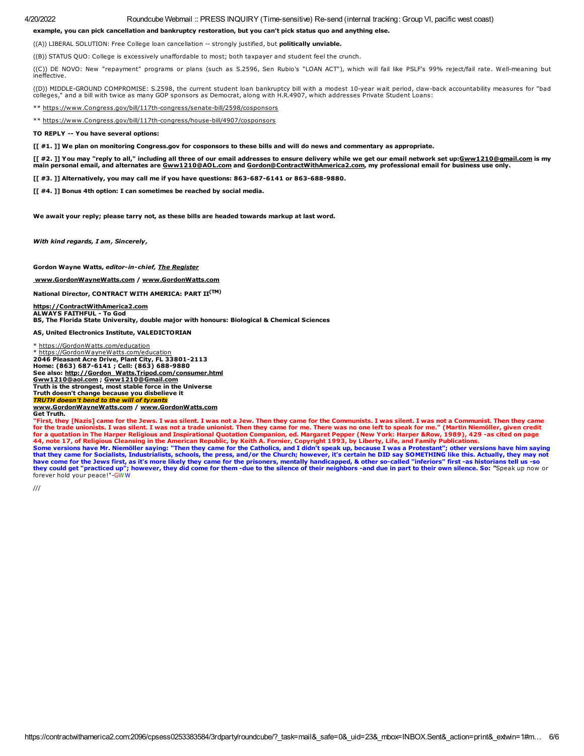**example, you can pick cancellation and bankruptcy restoration, but you can't pick status quo and anything else.**

((A)) LIBERAL SOLUTION: Free College loan cancellation -- strongly justified, but **politically unviable.**

((B)) STATUS QUO: College is excessively unaffordable to most; both taxpayer and student feel the crunch.

((C)) DE NOVO: New "repayment" programs or plans (such as S.2596, Sen Rubio's "LOAN ACT"), which will fail like PSLF's 99% reject/fail rate. Well-meaning but ineffective.

((D)) MIDDLE-GROUND COMPROMISE: S.2598, the current student loan bankruptcy bill with a modest 10-year wait period, claw-back accountability measures for "bad colleges," and a bill with twice as many GOP sponsors as Democrat, along with H.R.4907, which addresses Private Student Loans:

** https://www.Congress.gov/bill/117th-congress/senate-bill/2598/cosponsors

** https://www.Congress.gov/bill/117th-congress/house-bill/4907/cosponsors

**TO REPLY -- You have several options:**

**[[ #1. ]] We plan on monitoring Congress.gov for cosponsors to these bills and will do news and commentary as appropriate.**

**[[ #2. ]] You may "reply to all," including all three of our email addresses to ensure delivery while we get our email network set up:Gww1210@gmail.com is my main personal email, and alternates are Gww1210@AOL.com and Gordon@ContractWithAmerica2.com, my professional email for business use only.**

**[[ #3. ]] Alternatively, you may call me if you have questions: 863-687-6141 or 863-688-9880.**

**[[ #4. ]] Bonus 4th option: I can sometimes be reached by social media.**

**We await your reply; please tarry not, as these bills are headed towards markup at last word.**

***With kind regards, I am, Sincerely,***

**Gordon Wayne Watts, *editor-in-chief, The Register***

**www.GordonWayneWatts.com / www.GordonWatts.com**

**National Director, CONTRACT WITH AMERICA: PART II(TM)**

**https://ContractWithAmerica2.com**
**ALWAYS FAITHFUL - To God**
**BS, The Florida State University, double major with honours: Biological & Chemical Sciences**

**AS, United Electronics Institute, VALEDICTORIAN**

* https://GordonWatts.com/education
* https://GordonWayneWatts.com/education
**2046 Pleasant Acre Drive, Plant City, FL 33801-2113**
**Home: (863) 687-6141 ; Cell: (863) 688-9880**
**See also: http://Gordon_Watts.Tripod.com/consumer.html**
**Gww1210@aol.com ; Gww1210@Gmail.com**
**Truth is the strongest, most stable force in the Universe**
**Truth doesn't change because you disbelieve it**
***TRUTH doesn't bend to the will of tyrants***
**www.GordonWayneWatts.com / www.GordonWatts.com**
**Get Truth.**

**"First, they [Nazis] came for the Jews. I was silent. I was not a Jew. Then they came for the Communists. I was silent. I was not a Communist. Then they came for the trade unionists. I was silent. I was not a trade unionist. Then they came for me. There was no one left to speak for me." (Martin Niemöller, given credit for a quotation in The Harper Religious and Inspirational Quotation Companion, ed. Margaret Pepper (New York: Harper &Row, 1989), 429 -as cited on page 44, note 17, of Religious Cleansing in the American Republic, by Keith A. Fornier, Copyright 1993, by Liberty, Life, and Family Publications.**
**Some versions have Mr. Niemöller saying: "Then they came for the Catholics, and I didn't speak up, because I was a Protestant"; other versions have him saying that they came for Socialists, Industrialists, schools, the press, and/or the Church; however, it's certain he DID say SOMETHING like this. Actually, they may not have come for the Jews first, as it's more likely they came for the prisoners, mentally handicapped, & other so-called "inferiors" first -as historians tell us -so they could get "practiced up"; however, they did come for them -due to the silence of their neighbors -and due in part to their own silence. So: "**Speak up now or forever hold your peace!"-GWW

///